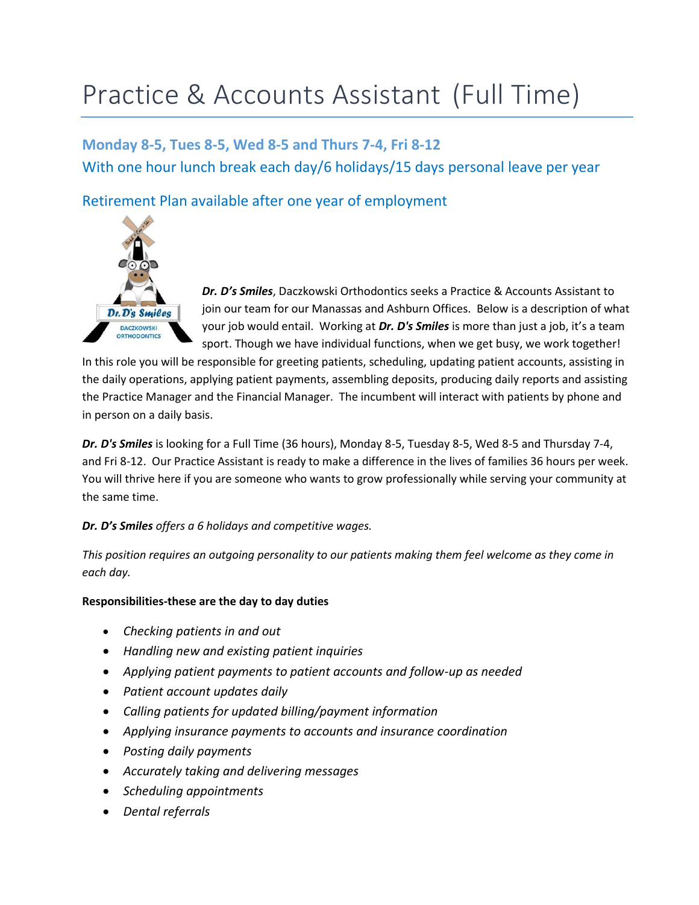# Practice & Accounts Assistant (Full Time)

**Monday 8-5, Tues 8-5, Wed 8-5 and Thurs 7-4, Fri 8-12**

With one hour lunch break each day/6 holidays/15 days personal leave per year

Retirement Plan available after one year of employment

***Dr. D's Smiles***, Daczkowski Orthodontics seeks a Practice & Accounts Assistant to join our team for our Manassas and Ashburn Offices. Below is a description of what your job would entail. Working at ***Dr. D's Smiles*** is more than just a job, it's a team sport. Though we have individual functions, when we get busy, we work together! In this role you will be responsible for greeting patients, scheduling, updating patient accounts, assisting in the daily operations, applying patient payments, assembling deposits, producing daily reports and assisting the Practice Manager and the Financial Manager. The incumbent will interact with patients by phone and in person on a daily basis.

***Dr. D's Smiles*** is looking for a Full Time (36 hours), Monday 8-5, Tuesday 8-5, Wed 8-5 and Thursday 7-4, and Fri 8-12. Our Practice Assistant is ready to make a difference in the lives of families 36 hours per week. You will thrive here if you are someone who wants to grow professionally while serving your community at the same time.

***Dr. D's Smiles*** *offers a 6 holidays and competitive wages.*

*This position requires an outgoing personality to our patients making them feel welcome as they come in each day.*

**Responsibilities-these are the day to day duties**

- *Checking patients in and out*
- *Handling new and existing patient inquiries*
- *Applying patient payments to patient accounts and follow-up as needed*
- *Patient account updates daily*
- *Calling patients for updated billing/payment information*
- *Applying insurance payments to accounts and insurance coordination*
- *Posting daily payments*
- *Accurately taking and delivering messages*
- *Scheduling appointments*
- *Dental referrals*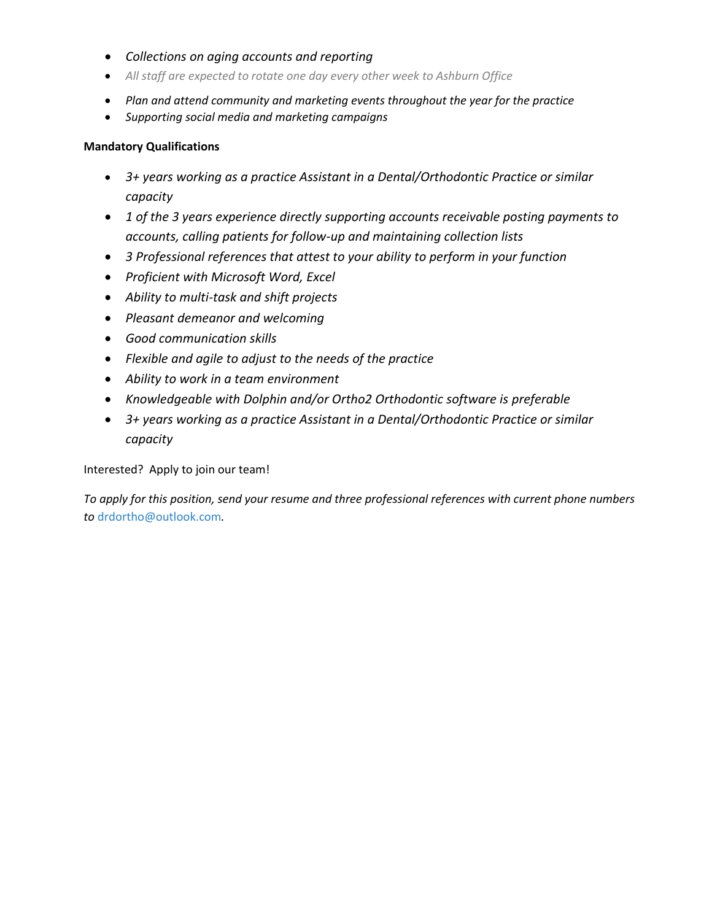- *Collections on aging accounts and reporting*
- *All staff are expected to rotate one day every other week to Ashburn Office*
- *Plan and attend community and marketing events throughout the year for the practice*
- *Supporting social media and marketing campaigns*

**Mandatory Qualifications**

- *3+ years working as a practice Assistant in a Dental/Orthodontic Practice or similar capacity*
- *1 of the 3 years experience directly supporting accounts receivable posting payments to accounts, calling patients for follow-up and maintaining collection lists*
- *3 Professional references that attest to your ability to perform in your function*
- *Proficient with Microsoft Word, Excel*
- *Ability to multi-task and shift projects*
- *Pleasant demeanor and welcoming*
- *Good communication skills*
- *Flexible and agile to adjust to the needs of the practice*
- *Ability to work in a team environment*
- *Knowledgeable with Dolphin and/or Ortho2 Orthodontic software is preferable*
- *3+ years working as a practice Assistant in a Dental/Orthodontic Practice or similar capacity*

Interested? Apply to join our team!

*To apply for this position, send your resume and three professional references with current phone numbers to* drdortho@outlook.com*.*